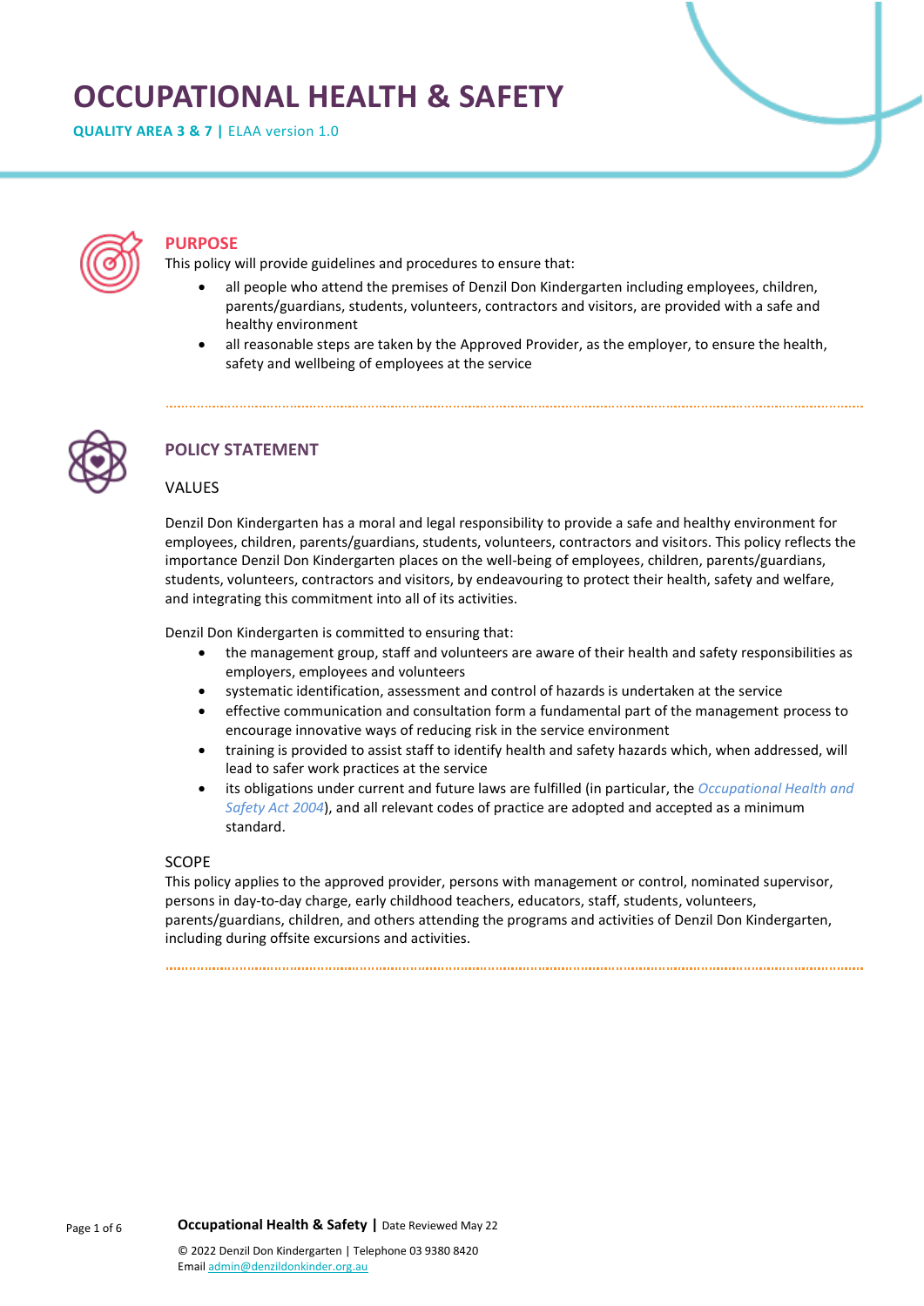# OCCUPATIONAL HEALTH & SAFETY

**QUALITY AREA 3 & 7 |** ELAA version 1.0

## PURPOSE

This policy will provide guidelines and procedures to ensure that:

- all people who attend the premises of Denzil Don Kindergarten including employees, children, parents/guardians, students, volunteers, contractors and visitors, are provided with a safe and healthy environment
- all reasonable steps are taken by the Approved Provider, as the employer, to ensure the health, safety and wellbeing of employees at the service

## POLICY STATEMENT

### VALUES

Denzil Don Kindergarten has a moral and legal responsibility to provide a safe and healthy environment for employees, children, parents/guardians, students, volunteers, contractors and visitors. This policy reflects the importance Denzil Don Kindergarten places on the well-being of employees, children, parents/guardians, students, volunteers, contractors and visitors, by endeavouring to protect their health, safety and welfare, and integrating this commitment into all of its activities.

Denzil Don Kindergarten is committed to ensuring that:

- the management group, staff and volunteers are aware of their health and safety responsibilities as employers, employees and volunteers
- systematic identification, assessment and control of hazards is undertaken at the service
- effective communication and consultation form a fundamental part of the management process to encourage innovative ways of reducing risk in the service environment
- training is provided to assist staff to identify health and safety hazards which, when addressed, will lead to safer work practices at the service
- its obligations under current and future laws are fulfilled (in particular, the *Occupational Health and Safety Act 2004*), and all relevant codes of practice are adopted and accepted as a minimum standard.

### SCOPE

This policy applies to the approved provider, persons with management or control, nominated supervisor, persons in day-to-day charge, early childhood teachers, educators, staff, students, volunteers, parents/guardians, children, and others attending the programs and activities of Denzil Don Kindergarten, including during offsite excursions and activities.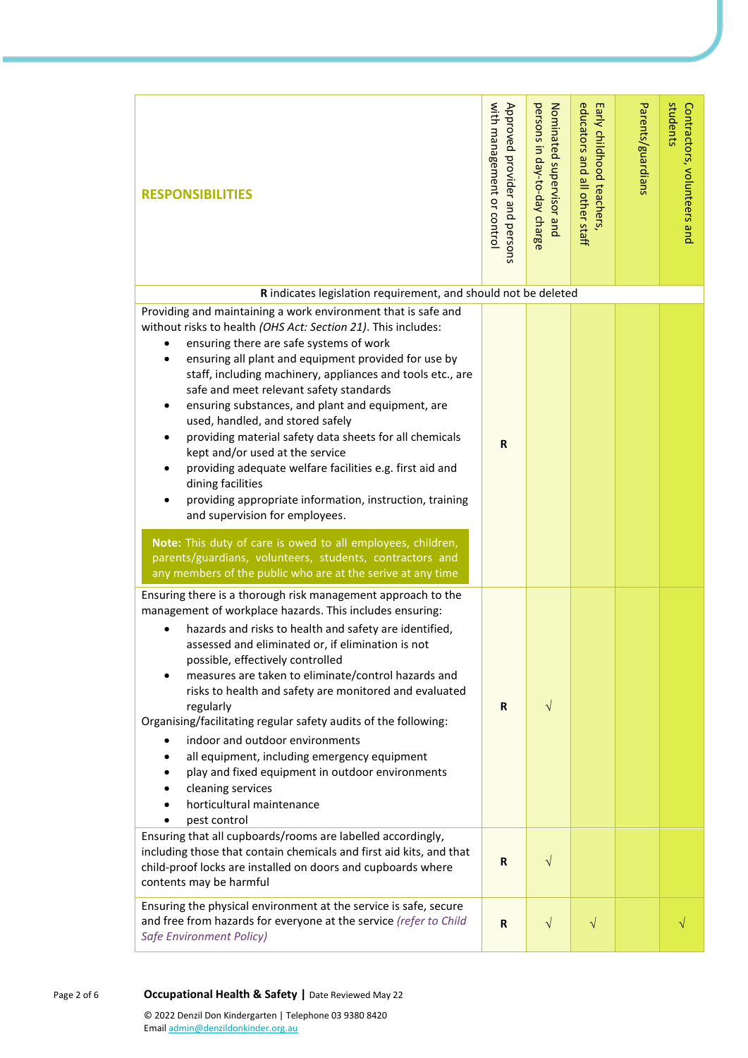| RESPONSIBILITIES | Approved provider and persons with management or control | Nominated supervisor and persons in day-to-day charge | Early childhood teachers, educators and all other staff | Parents/guardians | Contractors, volunteers and students |
|---|---|---|---|---|---|
| **R** indicates legislation requirement, and should not be deleted | | | | | |
| Providing and maintaining a work environment that is safe and without risks to health *(OHS Act: Section 21)*. This includes: <br>• ensuring there are safe systems of work <br>• ensuring all plant and equipment provided for use by staff, including machinery, appliances and tools etc., are safe and meet relevant safety standards <br>• ensuring substances, and plant and equipment, are used, handled, and stored safely <br>• providing material safety data sheets for all chemicals kept and/or used at the service <br>• providing adequate welfare facilities e.g. first aid and dining facilities <br>• providing appropriate information, instruction, training and supervision for employees. <br><br>**Note:** This duty of care is owed to all employees, children, parents/guardians, volunteers, students, contractors and any members of the public who are at the serive at any time | **R** | | | | |
| Ensuring there is a thorough risk management approach to the management of workplace hazards. This includes ensuring: <br>• hazards and risks to health and safety are identified, assessed and eliminated or, if elimination is not possible, effectively controlled <br>• measures are taken to eliminate/control hazards and risks to health and safety are monitored and evaluated regularly <br>Organising/facilitating regular safety audits of the following: <br>• indoor and outdoor environments <br>• all equipment, including emergency equipment <br>• play and fixed equipment in outdoor environments <br>• cleaning services <br>• horticultural maintenance <br>• pest control | **R** | √ | | | |
| Ensuring that all cupboards/rooms are labelled accordingly, including those that contain chemicals and first aid kits, and that child-proof locks are installed on doors and cupboards where contents may be harmful | **R** | √ | | | |
| Ensuring the physical environment at the service is safe, secure and free from hazards for everyone at the service *(refer to Child Safe Environment Policy)* | **R** | √ | √ | | √ |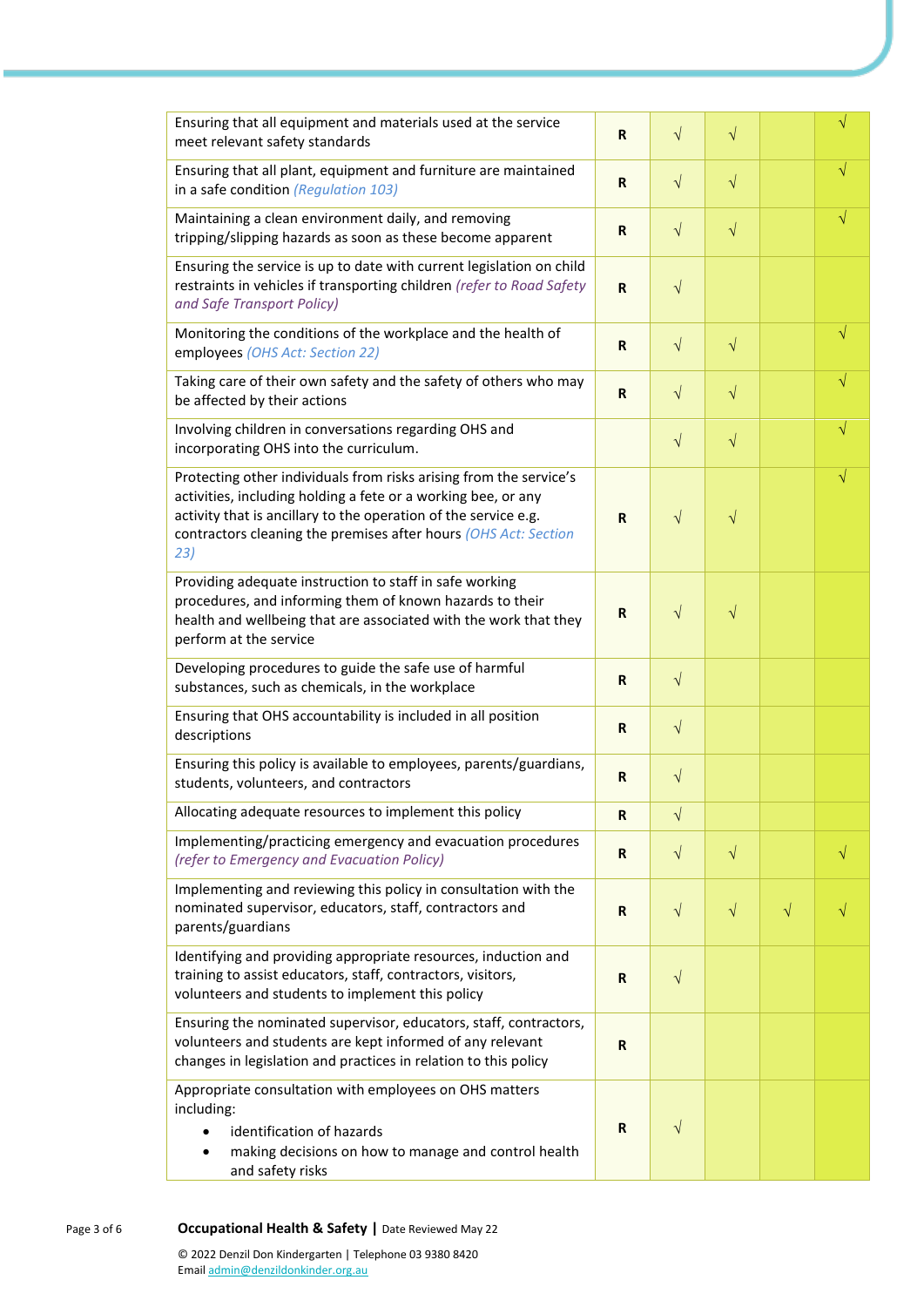| | | | | | |
|---|---|---|---|---|---|
| Ensuring that all equipment and materials used at the service meet relevant safety standards | **R** | √ | √ | | √ |
| Ensuring that all plant, equipment and furniture are maintained in a safe condition *(Regulation 103)* | **R** | √ | √ | | √ |
| Maintaining a clean environment daily, and removing tripping/slipping hazards as soon as these become apparent | **R** | √ | √ | | √ |
| Ensuring the service is up to date with current legislation on child restraints in vehicles if transporting children *(refer to Road Safety and Safe Transport Policy)* | **R** | √ | | | |
| Monitoring the conditions of the workplace and the health of employees *(OHS Act: Section 22)* | **R** | √ | √ | | √ |
| Taking care of their own safety and the safety of others who may be affected by their actions | **R** | √ | √ | | √ |
| Involving children in conversations regarding OHS and incorporating OHS into the curriculum. | | √ | √ | | √ |
| Protecting other individuals from risks arising from the service's activities, including holding a fete or a working bee, or any activity that is ancillary to the operation of the service e.g. contractors cleaning the premises after hours *(OHS Act: Section 23)* | **R** | √ | √ | | √ |
| Providing adequate instruction to staff in safe working procedures, and informing them of known hazards to their health and wellbeing that are associated with the work that they perform at the service | **R** | √ | √ | | |
| Developing procedures to guide the safe use of harmful substances, such as chemicals, in the workplace | **R** | √ | | | |
| Ensuring that OHS accountability is included in all position descriptions | **R** | √ | | | |
| Ensuring this policy is available to employees, parents/guardians, students, volunteers, and contractors | **R** | √ | | | |
| Allocating adequate resources to implement this policy | **R** | √ | | | |
| Implementing/practicing emergency and evacuation procedures *(refer to Emergency and Evacuation Policy)* | **R** | √ | √ | | √ |
| Implementing and reviewing this policy in consultation with the nominated supervisor, educators, staff, contractors and parents/guardians | **R** | √ | √ | √ | √ |
| Identifying and providing appropriate resources, induction and training to assist educators, staff, contractors, visitors, volunteers and students to implement this policy | **R** | √ | | | |
| Ensuring the nominated supervisor, educators, staff, contractors, volunteers and students are kept informed of any relevant changes in legislation and practices in relation to this policy | **R** | | | | |
| Appropriate consultation with employees on OHS matters including: <br>• identification of hazards <br>• making decisions on how to manage and control health and safety risks | **R** | √ | | | |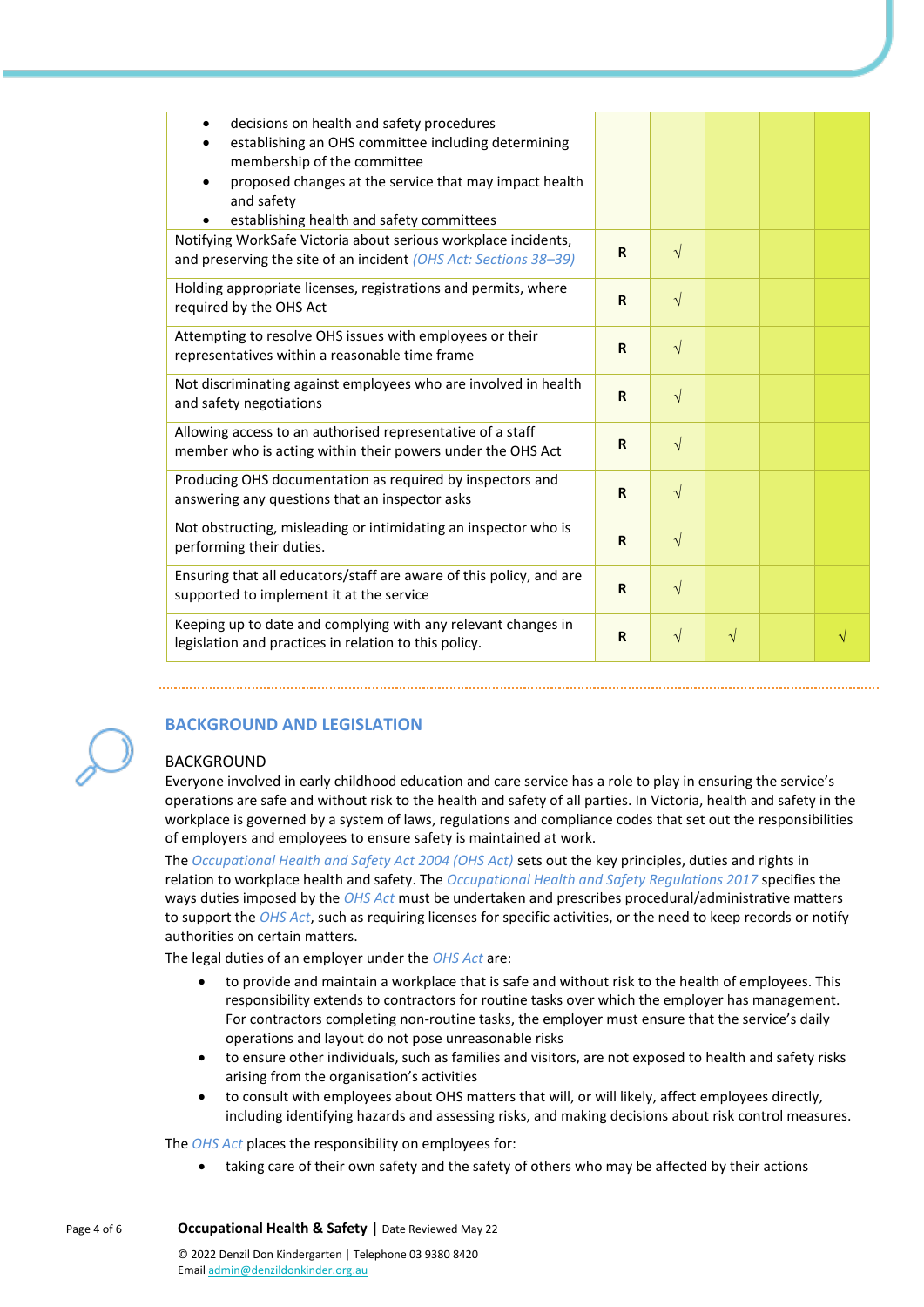| | | | | | |
|---|---|---|---|---|---|
| • decisions on health and safety procedures<br>• establishing an OHS committee including determining membership of the committee<br>• proposed changes at the service that may impact health and safety<br>• establishing health and safety committees | | | | | |
| Notifying WorkSafe Victoria about serious workplace incidents, and preserving the site of an incident *(OHS Act: Sections 38–39)* | **R** | √ | | | |
| Holding appropriate licenses, registrations and permits, where required by the OHS Act | **R** | √ | | | |
| Attempting to resolve OHS issues with employees or their representatives within a reasonable time frame | **R** | √ | | | |
| Not discriminating against employees who are involved in health and safety negotiations | **R** | √ | | | |
| Allowing access to an authorised representative of a staff member who is acting within their powers under the OHS Act | **R** | √ | | | |
| Producing OHS documentation as required by inspectors and answering any questions that an inspector asks | **R** | √ | | | |
| Not obstructing, misleading or intimidating an inspector who is performing their duties. | **R** | √ | | | |
| Ensuring that all educators/staff are aware of this policy, and are supported to implement it at the service | **R** | √ | | | |
| Keeping up to date and complying with any relevant changes in legislation and practices in relation to this policy. | **R** | √ | √ | | √ |

## BACKGROUND AND LEGISLATION

### BACKGROUND

Everyone involved in early childhood education and care service has a role to play in ensuring the service's operations are safe and without risk to the health and safety of all parties. In Victoria, health and safety in the workplace is governed by a system of laws, regulations and compliance codes that set out the responsibilities of employers and employees to ensure safety is maintained at work.

The *Occupational Health and Safety Act 2004 (OHS Act)* sets out the key principles, duties and rights in relation to workplace health and safety. The *Occupational Health and Safety Regulations 2017* specifies the ways duties imposed by the *OHS Act* must be undertaken and prescribes procedural/administrative matters to support the *OHS Act*, such as requiring licenses for specific activities, or the need to keep records or notify authorities on certain matters.

The legal duties of an employer under the *OHS Act* are:

- to provide and maintain a workplace that is safe and without risk to the health of employees. This responsibility extends to contractors for routine tasks over which the employer has management. For contractors completing non-routine tasks, the employer must ensure that the service's daily operations and layout do not pose unreasonable risks
- to ensure other individuals, such as families and visitors, are not exposed to health and safety risks arising from the organisation's activities
- to consult with employees about OHS matters that will, or will likely, affect employees directly, including identifying hazards and assessing risks, and making decisions about risk control measures.

The *OHS Act* places the responsibility on employees for:

- taking care of their own safety and the safety of others who may be affected by their actions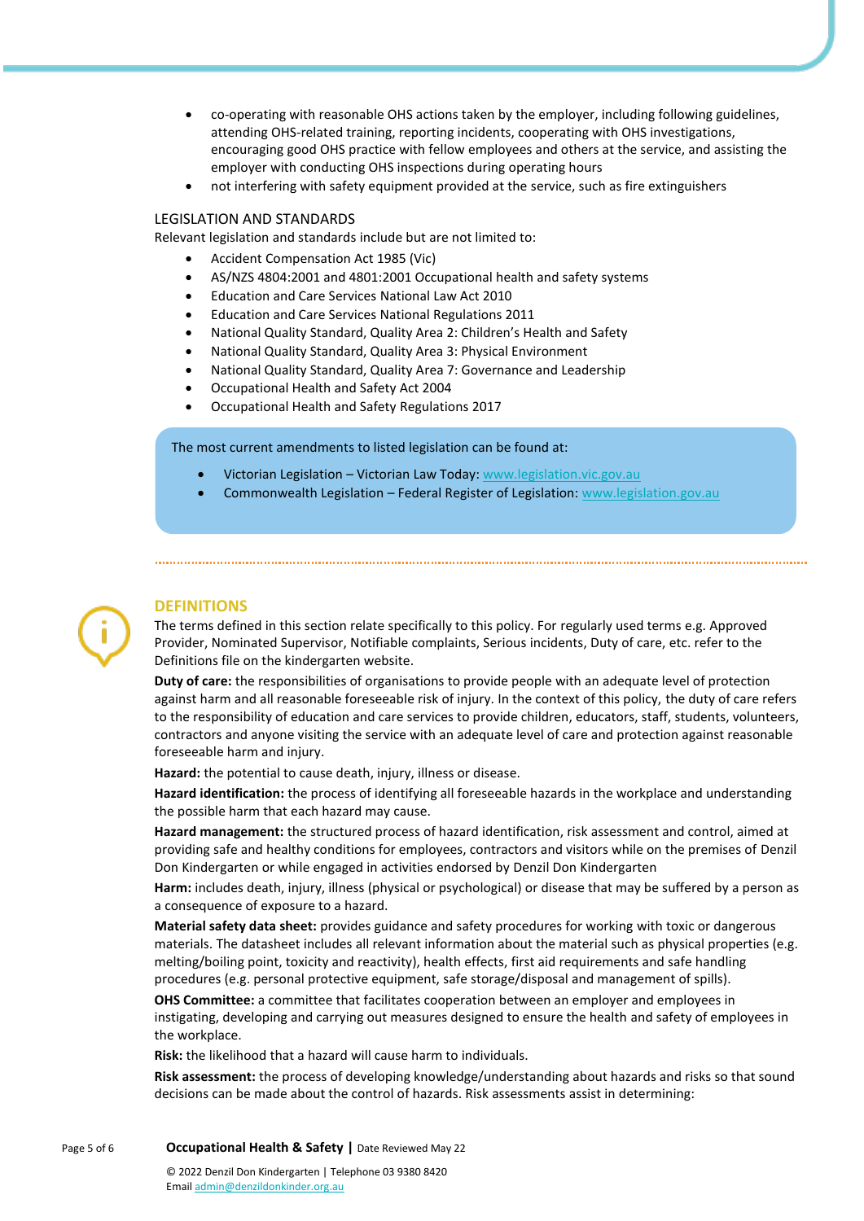- co-operating with reasonable OHS actions taken by the employer, including following guidelines, attending OHS-related training, reporting incidents, cooperating with OHS investigations, encouraging good OHS practice with fellow employees and others at the service, and assisting the employer with conducting OHS inspections during operating hours
- not interfering with safety equipment provided at the service, such as fire extinguishers

### LEGISLATION AND STANDARDS

Relevant legislation and standards include but are not limited to:

- Accident Compensation Act 1985 (Vic)
- AS/NZS 4804:2001 and 4801:2001 Occupational health and safety systems
- Education and Care Services National Law Act 2010
- Education and Care Services National Regulations 2011
- National Quality Standard, Quality Area 2: Children's Health and Safety
- National Quality Standard, Quality Area 3: Physical Environment
- National Quality Standard, Quality Area 7: Governance and Leadership
- Occupational Health and Safety Act 2004
- Occupational Health and Safety Regulations 2017

The most current amendments to listed legislation can be found at:

- Victorian Legislation – Victorian Law Today: www.legislation.vic.gov.au
- Commonwealth Legislation – Federal Register of Legislation: www.legislation.gov.au

## DEFINITIONS

The terms defined in this section relate specifically to this policy. For regularly used terms e.g. Approved Provider, Nominated Supervisor, Notifiable complaints, Serious incidents, Duty of care, etc. refer to the Definitions file on the kindergarten website.

**Duty of care:** the responsibilities of organisations to provide people with an adequate level of protection against harm and all reasonable foreseeable risk of injury. In the context of this policy, the duty of care refers to the responsibility of education and care services to provide children, educators, staff, students, volunteers, contractors and anyone visiting the service with an adequate level of care and protection against reasonable foreseeable harm and injury.

**Hazard:** the potential to cause death, injury, illness or disease.

**Hazard identification:** the process of identifying all foreseeable hazards in the workplace and understanding the possible harm that each hazard may cause.

**Hazard management:** the structured process of hazard identification, risk assessment and control, aimed at providing safe and healthy conditions for employees, contractors and visitors while on the premises of Denzil Don Kindergarten or while engaged in activities endorsed by Denzil Don Kindergarten

**Harm:** includes death, injury, illness (physical or psychological) or disease that may be suffered by a person as a consequence of exposure to a hazard.

**Material safety data sheet:** provides guidance and safety procedures for working with toxic or dangerous materials. The datasheet includes all relevant information about the material such as physical properties (e.g. melting/boiling point, toxicity and reactivity), health effects, first aid requirements and safe handling procedures (e.g. personal protective equipment, safe storage/disposal and management of spills).

**OHS Committee:** a committee that facilitates cooperation between an employer and employees in instigating, developing and carrying out measures designed to ensure the health and safety of employees in the workplace.

**Risk:** the likelihood that a hazard will cause harm to individuals.

**Risk assessment:** the process of developing knowledge/understanding about hazards and risks so that sound decisions can be made about the control of hazards. Risk assessments assist in determining: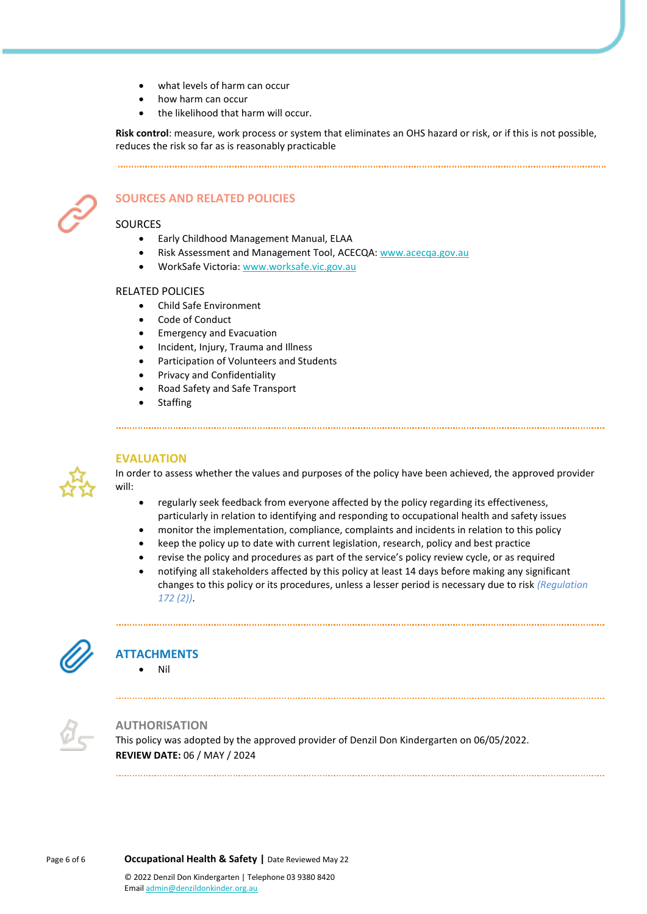- what levels of harm can occur
- how harm can occur
- the likelihood that harm will occur.

**Risk control**: measure, work process or system that eliminates an OHS hazard or risk, or if this is not possible, reduces the risk so far as is reasonably practicable

## SOURCES AND RELATED POLICIES

### SOURCES

- Early Childhood Management Manual, ELAA
- Risk Assessment and Management Tool, ACECQA: www.acecqa.gov.au
- WorkSafe Victoria: www.worksafe.vic.gov.au

### RELATED POLICIES

- Child Safe Environment
- Code of Conduct
- Emergency and Evacuation
- Incident, Injury, Trauma and Illness
- Participation of Volunteers and Students
- Privacy and Confidentiality
- Road Safety and Safe Transport
- Staffing

## EVALUATION

In order to assess whether the values and purposes of the policy have been achieved, the approved provider will:

- regularly seek feedback from everyone affected by the policy regarding its effectiveness, particularly in relation to identifying and responding to occupational health and safety issues
- monitor the implementation, compliance, complaints and incidents in relation to this policy
- keep the policy up to date with current legislation, research, policy and best practice
- revise the policy and procedures as part of the service's policy review cycle, or as required
- notifying all stakeholders affected by this policy at least 14 days before making any significant changes to this policy or its procedures, unless a lesser period is necessary due to risk *(Regulation 172 (2))*.

## ATTACHMENTS

- Nil

## AUTHORISATION

This policy was adopted by the approved provider of Denzil Don Kindergarten on 06/05/2022.
**REVIEW DATE:** 06 / MAY / 2024